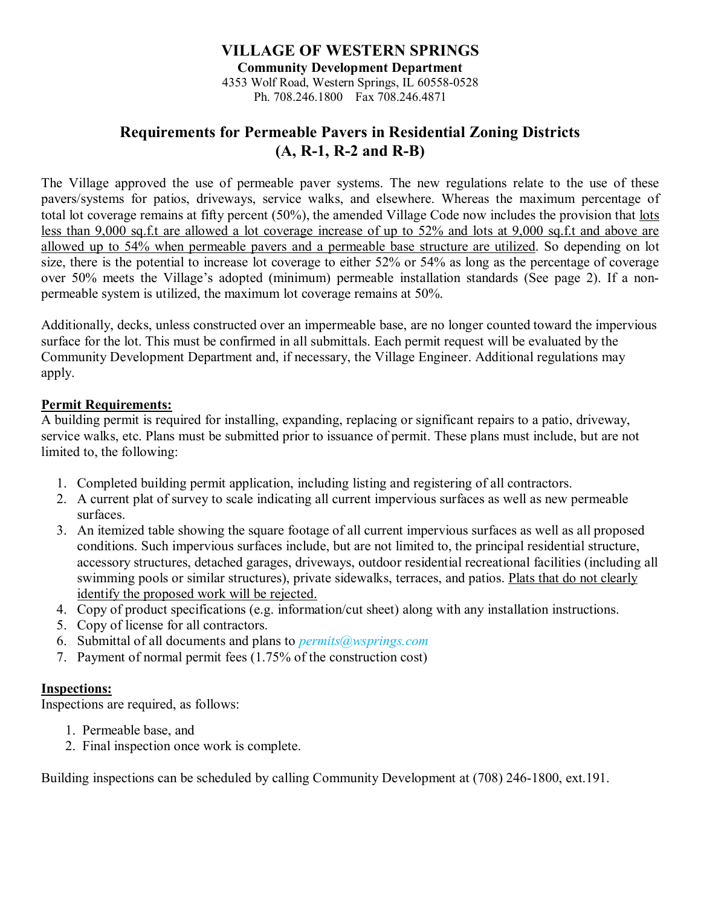# VILLAGE OF WESTERN SPRINGS

**Community Development Department**

4353 Wolf Road, Western Springs, IL 60558-0528

Ph. 708.246.1800 Fax 708.246.4871

## Requirements for Permeable Pavers in Residential Zoning Districts (A, R-1, R-2 and R-B)

The Village approved the use of permeable paver systems. The new regulations relate to the use of these pavers/systems for patios, driveways, service walks, and elsewhere. Whereas the maximum percentage of total lot coverage remains at fifty percent (50%), the amended Village Code now includes the provision that <u>lots less than 9,000 sq.f.t are allowed a lot coverage increase of up to 52% and lots at 9,000 sq.f.t and above are allowed up to 54% when permeable pavers and a permeable base structure are utilized</u>. So depending on lot size, there is the potential to increase lot coverage to either 52% or 54% as long as the percentage of coverage over 50% meets the Village's adopted (minimum) permeable installation standards (See page 2). If a non-permeable system is utilized, the maximum lot coverage remains at 50%.

Additionally, decks, unless constructed over an impermeable base, are no longer counted toward the impervious surface for the lot. This must be confirmed in all submittals. Each permit request will be evaluated by the Community Development Department and, if necessary, the Village Engineer. Additional regulations may apply.

**<u>Permit Requirements:</u>**

A building permit is required for installing, expanding, replacing or significant repairs to a patio, driveway, service walks, etc. Plans must be submitted prior to issuance of permit. These plans must include, but are not limited to, the following:

1. Completed building permit application, including listing and registering of all contractors.
2. A current plat of survey to scale indicating all current impervious surfaces as well as new permeable surfaces.
3. An itemized table showing the square footage of all current impervious surfaces as well as all proposed conditions. Such impervious surfaces include, but are not limited to, the principal residential structure, accessory structures, detached garages, driveways, outdoor residential recreational facilities (including all swimming pools or similar structures), private sidewalks, terraces, and patios. <u>Plats that do not clearly identify the proposed work will be rejected.</u>
4. Copy of product specifications (e.g. information/cut sheet) along with any installation instructions.
5. Copy of license for all contractors.
6. Submittal of all documents and plans to *permits@wsprings.com*
7. Payment of normal permit fees (1.75% of the construction cost)

**<u>Inspections:</u>**

Inspections are required, as follows:

1. Permeable base, and
2. Final inspection once work is complete.

Building inspections can be scheduled by calling Community Development at (708) 246-1800, ext.191.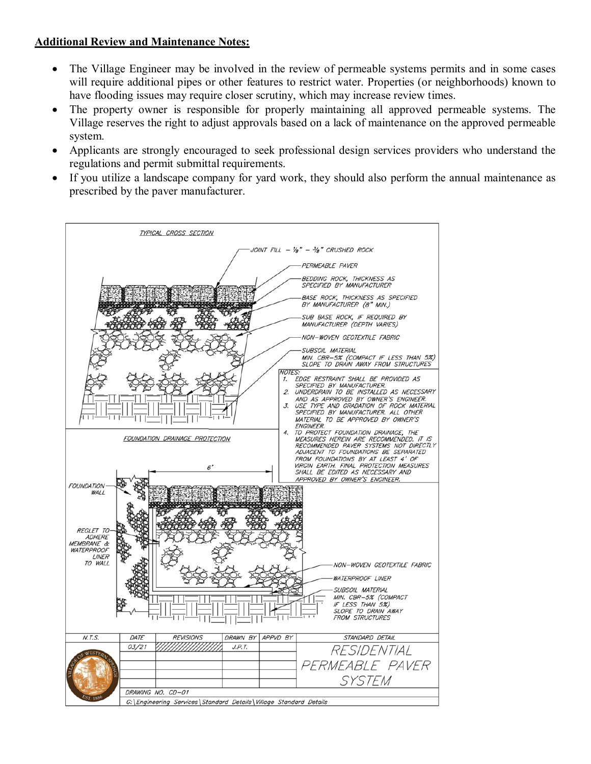**Additional Review and Maintenance Notes:**

- The Village Engineer may be involved in the review of permeable systems permits and in some cases will require additional pipes or other features to restrict water. Properties (or neighborhoods) known to have flooding issues may require closer scrutiny, which may increase review times.
- The property owner is responsible for properly maintaining all approved permeable systems. The Village reserves the right to adjust approvals based on a lack of maintenance on the approved permeable system.
- Applicants are strongly encouraged to seek professional design services providers who understand the regulations and permit submittal requirements.
- If you utilize a landscape company for yard work, they should also perform the annual maintenance as prescribed by the paver manufacturer.

TYPICAL CROSS SECTION

JOINT FILL – 1/8" – 3/8" CRUSHED ROCK

PERMEABLE PAVER

BEDDING ROCK, THICKNESS AS SPECIFIED BY MANUFACTURER

BASE ROCK, THICKNESS AS SPECIFIED BY MANUFACTURER (8" MIN.)

SUB BASE ROCK, IF REQUIRED BY MANUFACTURER (DEPTH VARIES)

NON-WOVEN GEOTEXTILE FABRIC

SUBSOIL MATERIAL MIN. CBR–5% (COMPACT IF LESS THAN 5%) SLOPE TO DRAIN AWAY FROM STRUCTURES

NOTES:

1. EDGE RESTRAINT SHALL BE PROVIDED AS SPECIFIED BY MANUFACTURER.
2. UNDERDRAIN TO BE INSTALLED AS NECESSARY AND AS APPROVED BY OWNER'S ENGINEER.
3. USE TYPE AND GRADATION OF ROCK MATERIAL SPECIFIED BY MANUFACTURER. ALL OTHER MATERIAL TO BE APPROVED BY OWNER'S ENGINEER.
4. TO PROTECT FOUNDATION DRAINAGE, THE MEASURES HEREIN ARE RECOMMENDED. IT IS RECOMMENDED PAVER SYSTEMS NOT DIRECTLY ADJACENT TO FOUNDATIONS BE SEPARATED FROM FOUNDATIONS BY AT LEAST 4' OF VIRGIN EARTH. FINAL PROTECTION MEASURES SHALL BE EDITED AS NECESSARY AND APPROVED BY OWNER'S ENGINEER.

FOUNDATION DRAINAGE PROTECTION

6'

FOUNDATION WALL

REGLET TO ADHERE MEMBRANE & WATERPROOF LINER TO WALL

NON-WOVEN GEOTEXTILE FABRIC

WATERPROOF LINER

SUBSOIL MATERIAL MIN. CBR–5% (COMPACT IF LESS THAN 5%) SLOPE TO DRAIN AWAY FROM STRUCTURES

| N.T.S. | DATE | REVISIONS | DRAWN BY | APPVD BY | STANDARD DETAIL |
|---|---|---|---|---|---|
| | 03/21 | | J.P.T. | | RESIDENTIAL PERMEABLE PAVER SYSTEM |

DRAWING NO. CD-01

G:\Engineering Services\Standard Details\Village Standard Details

VILLAGE OF WESTERN SPRINGS EST. 1886